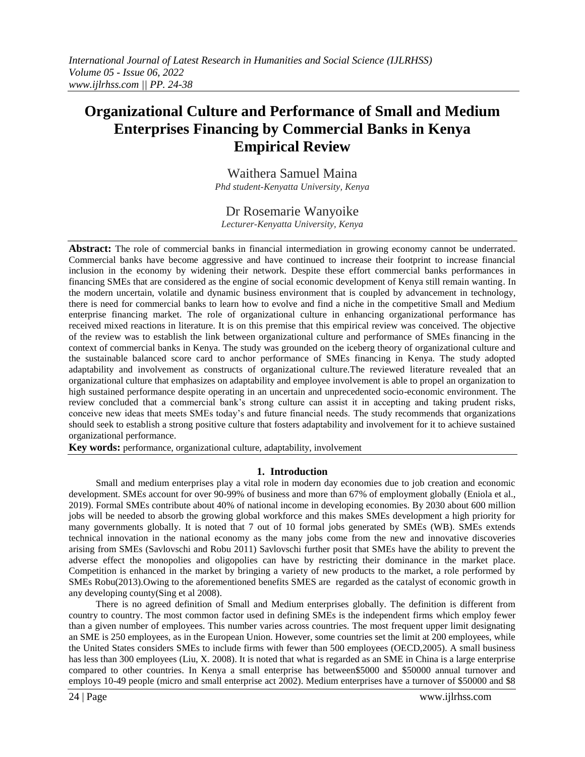# Organizational Culture and Performance of Small and Medium Enterprises Financing by Commercial Banks in Kenya Empirical Review

Waithera Samuel Maina

*Phd student-Kenyatta University, Kenya*

Dr Rosemarie Wanyoike

*Lecturer-Kenyatta University, Kenya*

**Abstract:** The role of commercial banks in financial intermediation in growing economy cannot be underrated. Commercial banks have become aggressive and have continued to increase their footprint to increase financial inclusion in the economy by widening their network. Despite these effort commercial banks performances in financing SMEs that are considered as the engine of social economic development of Kenya still remain wanting. In the modern uncertain, volatile and dynamic business environment that is coupled by advancement in technology, there is need for commercial banks to learn how to evolve and find a niche in the competitive Small and Medium enterprise financing market. The role of organizational culture in enhancing organizational performance has received mixed reactions in literature. It is on this premise that this empirical review was conceived. The objective of the review was to establish the link between organizational culture and performance of SMEs financing in the context of commercial banks in Kenya. The study was grounded on the iceberg theory of organizational culture and the sustainable balanced score card to anchor performance of SMEs financing in Kenya. The study adopted adaptability and involvement as constructs of organizational culture.The reviewed literature revealed that an organizational culture that emphasizes on adaptability and employee involvement is able to propel an organization to high sustained performance despite operating in an uncertain and unprecedented socio-economic environment. The review concluded that a commercial bank's strong culture can assist it in accepting and taking prudent risks, conceive new ideas that meets SMEs today's and future financial needs. The study recommends that organizations should seek to establish a strong positive culture that fosters adaptability and involvement for it to achieve sustained organizational performance.

**Key words:** performance, organizational culture, adaptability, involvement

## 1. Introduction

Small and medium enterprises play a vital role in modern day economies due to job creation and economic development. SMEs account for over 90-99% of business and more than 67% of employment globally (Eniola et al., 2019). Formal SMEs contribute about 40% of national income in developing economies. By 2030 about 600 million jobs will be needed to absorb the growing global workforce and this makes SMEs development a high priority for many governments globally. It is noted that 7 out of 10 formal jobs generated by SMEs (WB). SMEs extends technical innovation in the national economy as the many jobs come from the new and innovative discoveries arising from SMEs (Savlovschi and Robu 2011) Savlovschi further posit that SMEs have the ability to prevent the adverse effect the monopolies and oligopolies can have by restricting their dominance in the market place. Competition is enhanced in the market by bringing a variety of new products to the market, a role performed by SMEs Robu(2013).Owing to the aforementioned benefits SMES are regarded as the catalyst of economic growth in any developing county(Sing et al 2008).

There is no agreed definition of Small and Medium enterprises globally. The definition is different from country to country. The most common factor used in defining SMEs is the independent firms which employ fewer than a given number of employees. This number varies across countries. The most frequent upper limit designating an SME is 250 employees, as in the European Union. However, some countries set the limit at 200 employees, while the United States considers SMEs to include firms with fewer than 500 employees (OECD,2005). A small business has less than 300 employees (Liu, X. 2008). It is noted that what is regarded as an SME in China is a large enterprise compared to other countries. In Kenya a small enterprise has between$5000 and $50000 annual turnover and employs 10-49 people (micro and small enterprise act 2002). Medium enterprises have a turnover of $50000 and $8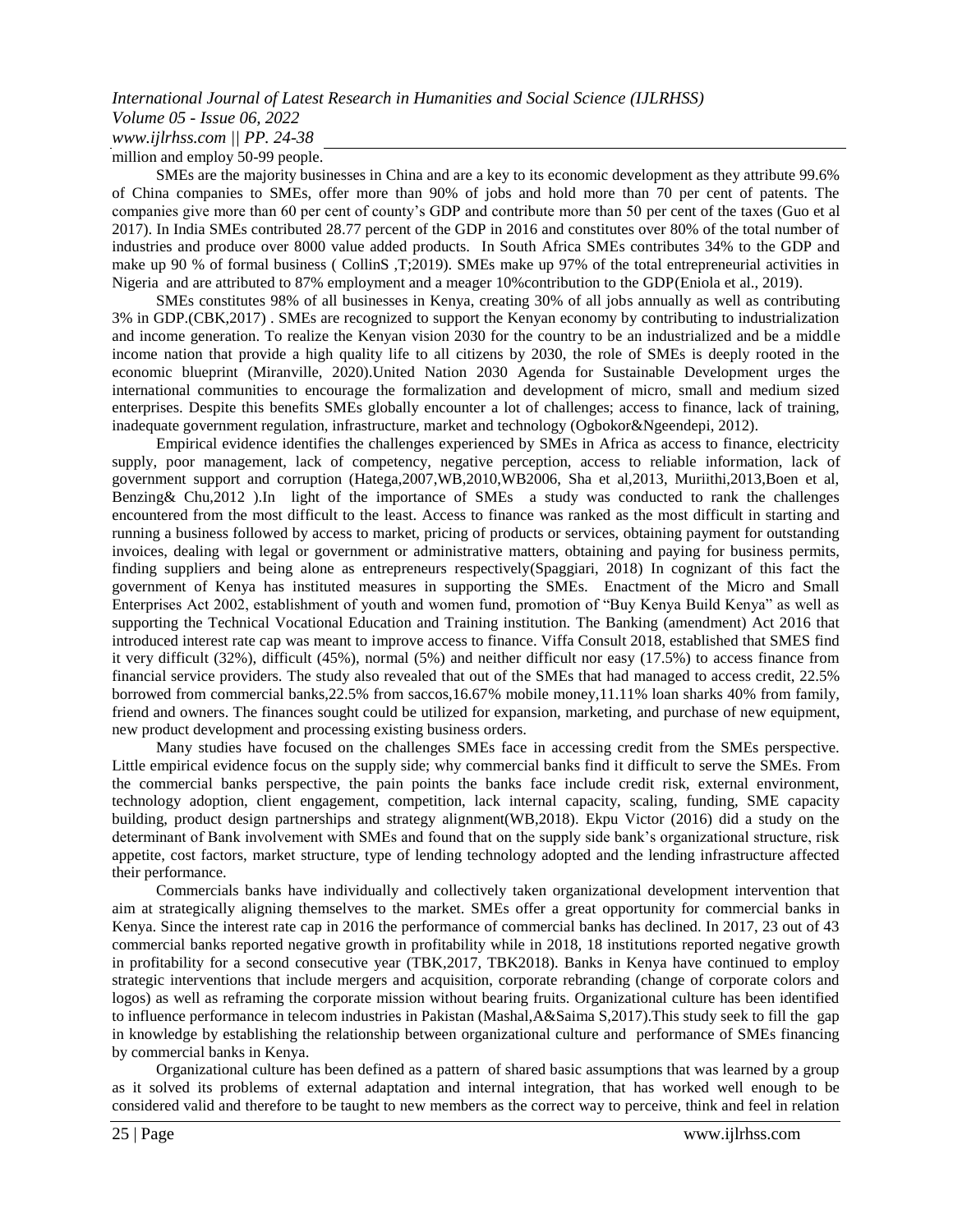million and employ 50-99 people.

SMEs are the majority businesses in China and are a key to its economic development as they attribute 99.6% of China companies to SMEs, offer more than 90% of jobs and hold more than 70 per cent of patents. The companies give more than 60 per cent of county's GDP and contribute more than 50 per cent of the taxes (Guo et al 2017). In India SMEs contributed 28.77 percent of the GDP in 2016 and constitutes over 80% of the total number of industries and produce over 8000 value added products. In South Africa SMEs contributes 34% to the GDP and make up 90 % of formal business ( CollinS ,T;2019). SMEs make up 97% of the total entrepreneurial activities in Nigeria and are attributed to 87% employment and a meager 10%contribution to the GDP(Eniola et al., 2019).

SMEs constitutes 98% of all businesses in Kenya, creating 30% of all jobs annually as well as contributing 3% in GDP.(CBK,2017) . SMEs are recognized to support the Kenyan economy by contributing to industrialization and income generation. To realize the Kenyan vision 2030 for the country to be an industrialized and be a middle income nation that provide a high quality life to all citizens by 2030, the role of SMEs is deeply rooted in the economic blueprint (Miranville, 2020).United Nation 2030 Agenda for Sustainable Development urges the international communities to encourage the formalization and development of micro, small and medium sized enterprises. Despite this benefits SMEs globally encounter a lot of challenges; access to finance, lack of training, inadequate government regulation, infrastructure, market and technology (Ogbokor&Ngeendepi, 2012).

Empirical evidence identifies the challenges experienced by SMEs in Africa as access to finance, electricity supply, poor management, lack of competency, negative perception, access to reliable information, lack of government support and corruption (Hatega,2007,WB,2010,WB2006, Sha et al,2013, Muriithi,2013,Boen et al, Benzing& Chu,2012 ).In light of the importance of SMEs a study was conducted to rank the challenges encountered from the most difficult to the least. Access to finance was ranked as the most difficult in starting and running a business followed by access to market, pricing of products or services, obtaining payment for outstanding invoices, dealing with legal or government or administrative matters, obtaining and paying for business permits, finding suppliers and being alone as entrepreneurs respectively(Spaggiari, 2018) In cognizant of this fact the government of Kenya has instituted measures in supporting the SMEs. Enactment of the Micro and Small Enterprises Act 2002, establishment of youth and women fund, promotion of "Buy Kenya Build Kenya" as well as supporting the Technical Vocational Education and Training institution. The Banking (amendment) Act 2016 that introduced interest rate cap was meant to improve access to finance. Viffa Consult 2018, established that SMES find it very difficult (32%), difficult (45%), normal (5%) and neither difficult nor easy (17.5%) to access finance from financial service providers. The study also revealed that out of the SMEs that had managed to access credit, 22.5% borrowed from commercial banks,22.5% from saccos,16.67% mobile money,11.11% loan sharks 40% from family, friend and owners. The finances sought could be utilized for expansion, marketing, and purchase of new equipment, new product development and processing existing business orders.

Many studies have focused on the challenges SMEs face in accessing credit from the SMEs perspective. Little empirical evidence focus on the supply side; why commercial banks find it difficult to serve the SMEs. From the commercial banks perspective, the pain points the banks face include credit risk, external environment, technology adoption, client engagement, competition, lack internal capacity, scaling, funding, SME capacity building, product design partnerships and strategy alignment(WB,2018). Ekpu Victor (2016) did a study on the determinant of Bank involvement with SMEs and found that on the supply side bank's organizational structure, risk appetite, cost factors, market structure, type of lending technology adopted and the lending infrastructure affected their performance.

Commercials banks have individually and collectively taken organizational development intervention that aim at strategically aligning themselves to the market. SMEs offer a great opportunity for commercial banks in Kenya. Since the interest rate cap in 2016 the performance of commercial banks has declined. In 2017, 23 out of 43 commercial banks reported negative growth in profitability while in 2018, 18 institutions reported negative growth in profitability for a second consecutive year (TBK,2017, TBK2018). Banks in Kenya have continued to employ strategic interventions that include mergers and acquisition, corporate rebranding (change of corporate colors and logos) as well as reframing the corporate mission without bearing fruits. Organizational culture has been identified to influence performance in telecom industries in Pakistan (Mashal,A&Saima S,2017).This study seek to fill the gap in knowledge by establishing the relationship between organizational culture and performance of SMEs financing by commercial banks in Kenya.

Organizational culture has been defined as a pattern of shared basic assumptions that was learned by a group as it solved its problems of external adaptation and internal integration, that has worked well enough to be considered valid and therefore to be taught to new members as the correct way to perceive, think and feel in relation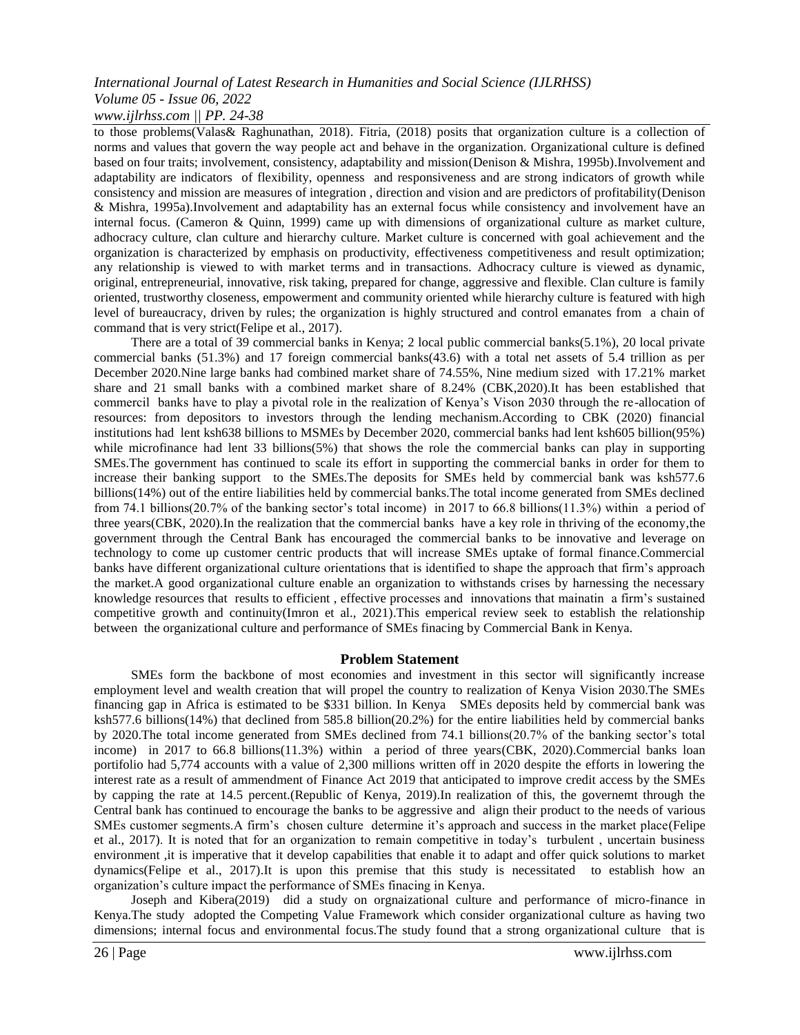to those problems(Valas& Raghunathan, 2018). Fitria, (2018) posits that organization culture is a collection of norms and values that govern the way people act and behave in the organization. Organizational culture is defined based on four traits; involvement, consistency, adaptability and mission(Denison & Mishra, 1995b).Involvement and adaptability are indicators of flexibility, openness and responsiveness and are strong indicators of growth while consistency and mission are measures of integration , direction and vision and are predictors of profitability(Denison & Mishra, 1995a).Involvement and adaptability has an external focus while consistency and involvement have an internal focus. (Cameron & Quinn, 1999) came up with dimensions of organizational culture as market culture, adhocracy culture, clan culture and hierarchy culture. Market culture is concerned with goal achievement and the organization is characterized by emphasis on productivity, effectiveness competitiveness and result optimization; any relationship is viewed to with market terms and in transactions. Adhocracy culture is viewed as dynamic, original, entrepreneurial, innovative, risk taking, prepared for change, aggressive and flexible. Clan culture is family oriented, trustworthy closeness, empowerment and community oriented while hierarchy culture is featured with high level of bureaucracy, driven by rules; the organization is highly structured and control emanates from a chain of command that is very strict(Felipe et al., 2017).

There are a total of 39 commercial banks in Kenya; 2 local public commercial banks(5.1%), 20 local private commercial banks (51.3%) and 17 foreign commercial banks(43.6) with a total net assets of 5.4 trillion as per December 2020.Nine large banks had combined market share of 74.55%, Nine medium sized with 17.21% market share and 21 small banks with a combined market share of 8.24% (CBK,2020).It has been established that commercil banks have to play a pivotal role in the realization of Kenya's Vison 2030 through the re-allocation of resources: from depositors to investors through the lending mechanism.According to CBK (2020) financial institutions had lent ksh638 billions to MSMEs by December 2020, commercial banks had lent ksh605 billion(95%) while microfinance had lent 33 billions(5%) that shows the role the commercial banks can play in supporting SMEs.The government has continued to scale its effort in supporting the commercial banks in order for them to increase their banking support to the SMEs.The deposits for SMEs held by commercial bank was ksh577.6 billions(14%) out of the entire liabilities held by commercial banks.The total income generated from SMEs declined from 74.1 billions(20.7% of the banking sector's total income) in 2017 to 66.8 billions(11.3%) within a period of three years(CBK, 2020).In the realization that the commercial banks have a key role in thriving of the economy,the government through the Central Bank has encouraged the commercial banks to be innovative and leverage on technology to come up customer centric products that will increase SMEs uptake of formal finance.Commercial banks have different organizational culture orientations that is identified to shape the approach that firm's approach the market.A good organizational culture enable an organization to withstands crises by harnessing the necessary knowledge resources that results to efficient , effective processes and innovations that mainatin a firm's sustained competitive growth and continuity(Imron et al., 2021).This emperical review seek to establish the relationship between the organizational culture and performance of SMEs finacing by Commercial Bank in Kenya.

## Problem Statement

SMEs form the backbone of most economies and investment in this sector will significantly increase employment level and wealth creation that will propel the country to realization of Kenya Vision 2030.The SMEs financing gap in Africa is estimated to be $331 billion. In Kenya SMEs deposits held by commercial bank was ksh577.6 billions(14%) that declined from 585.8 billion(20.2%) for the entire liabilities held by commercial banks by 2020.The total income generated from SMEs declined from 74.1 billions(20.7% of the banking sector's total income) in 2017 to 66.8 billions(11.3%) within a period of three years(CBK, 2020).Commercial banks loan portifolio had 5,774 accounts with a value of 2,300 millions written off in 2020 despite the efforts in lowering the interest rate as a result of ammendment of Finance Act 2019 that anticipated to improve credit access by the SMEs by capping the rate at 14.5 percent.(Republic of Kenya, 2019).In realization of this, the governemt through the Central bank has continued to encourage the banks to be aggressive and align their product to the needs of various SMEs customer segments.A firm's chosen culture determine it's approach and success in the market place(Felipe et al., 2017). It is noted that for an organization to remain competitive in today's turbulent , uncertain business environment ,it is imperative that it develop capabilities that enable it to adapt and offer quick solutions to market dynamics(Felipe et al., 2017).It is upon this premise that this study is necessitated to establish how an organization's culture impact the performance of SMEs finacing in Kenya.

Joseph and Kibera(2019) did a study on orgnaizational culture and performance of micro-finance in Kenya.The study adopted the Competing Value Framework which consider organizational culture as having two dimensions; internal focus and environmental focus.The study found that a strong organizational culture that is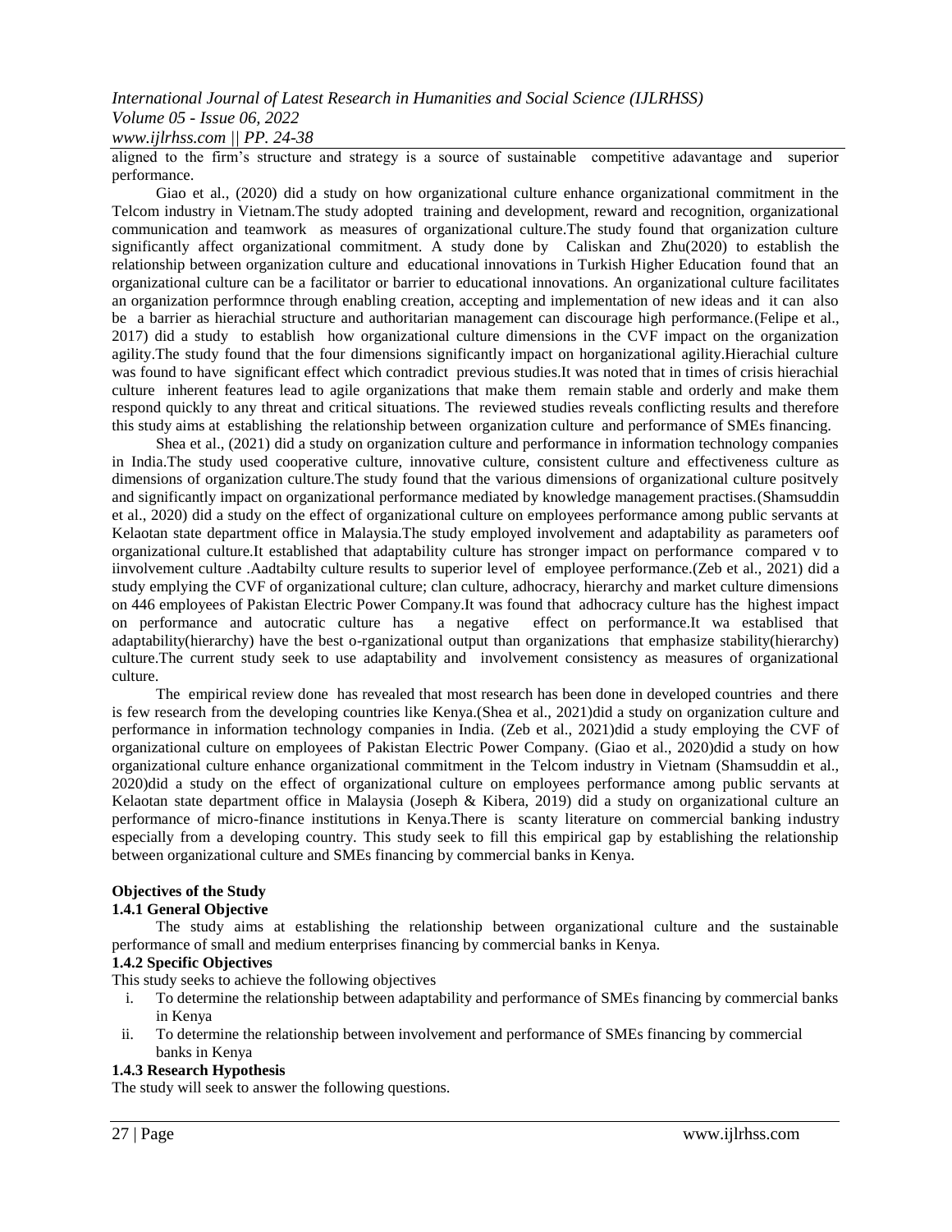aligned to the firm's structure and strategy is a source of sustainable competitive adavantage and superior performance.

Giao et al., (2020) did a study on how organizational culture enhance organizational commitment in the Telcom industry in Vietnam.The study adopted training and development, reward and recognition, organizational communication and teamwork as measures of organizational culture.The study found that organization culture significantly affect organizational commitment. A study done by Caliskan and Zhu(2020) to establish the relationship between organization culture and educational innovations in Turkish Higher Education found that an organizational culture can be a facilitator or barrier to educational innovations. An organizational culture facilitates an organization performnce through enabling creation, accepting and implementation of new ideas and it can also be a barrier as hierachial structure and authoritarian management can discourage high performance.(Felipe et al., 2017) did a study to establish how organizational culture dimensions in the CVF impact on the organization agility.The study found that the four dimensions significantly impact on horganizational agility.Hierachial culture was found to have significant effect which contradict previous studies.It was noted that in times of crisis hierachial culture inherent features lead to agile organizations that make them remain stable and orderly and make them respond quickly to any threat and critical situations. The reviewed studies reveals conflicting results and therefore this study aims at establishing the relationship between organization culture and performance of SMEs financing.

Shea et al., (2021) did a study on organization culture and performance in information technology companies in India.The study used cooperative culture, innovative culture, consistent culture and effectiveness culture as dimensions of organization culture.The study found that the various dimensions of organizational culture positvely and significantly impact on organizational performance mediated by knowledge management practises.(Shamsuddin et al., 2020) did a study on the effect of organizational culture on employees performance among public servants at Kelaotan state department office in Malaysia.The study employed involvement and adaptability as parameters oof organizational culture.It established that adaptability culture has stronger impact on performance compared v to iinvolvement culture .Aadtabilty culture results to superior level of employee performance.(Zeb et al., 2021) did a study emplying the CVF of organizational culture; clan culture, adhocracy, hierarchy and market culture dimensions on 446 employees of Pakistan Electric Power Company.It was found that adhocracy culture has the highest impact on performance and autocratic culture has a negative effect on performance.It wa establised that adaptability(hierarchy) have the best o-rganizational output than organizations that emphasize stability(hierarchy) culture.The current study seek to use adaptability and involvement consistency as measures of organizational culture.

The empirical review done has revealed that most research has been done in developed countries and there is few research from the developing countries like Kenya.(Shea et al., 2021)did a study on organization culture and performance in information technology companies in India. (Zeb et al., 2021)did a study employing the CVF of organizational culture on employees of Pakistan Electric Power Company. (Giao et al., 2020)did a study on how organizational culture enhance organizational commitment in the Telcom industry in Vietnam (Shamsuddin et al., 2020)did a study on the effect of organizational culture on employees performance among public servants at Kelaotan state department office in Malaysia (Joseph & Kibera, 2019) did a study on organizational culture an performance of micro-finance institutions in Kenya.There is scanty literature on commercial banking industry especially from a developing country. This study seek to fill this empirical gap by establishing the relationship between organizational culture and SMEs financing by commercial banks in Kenya.

**Objectives of the Study**

**1.4.1 General Objective**

The study aims at establishing the relationship between organizational culture and the sustainable performance of small and medium enterprises financing by commercial banks in Kenya.

**1.4.2 Specific Objectives**

This study seeks to achieve the following objectives

i. To determine the relationship between adaptability and performance of SMEs financing by commercial banks in Kenya
ii. To determine the relationship between involvement and performance of SMEs financing by commercial banks in Kenya

**1.4.3 Research Hypothesis**

The study will seek to answer the following questions.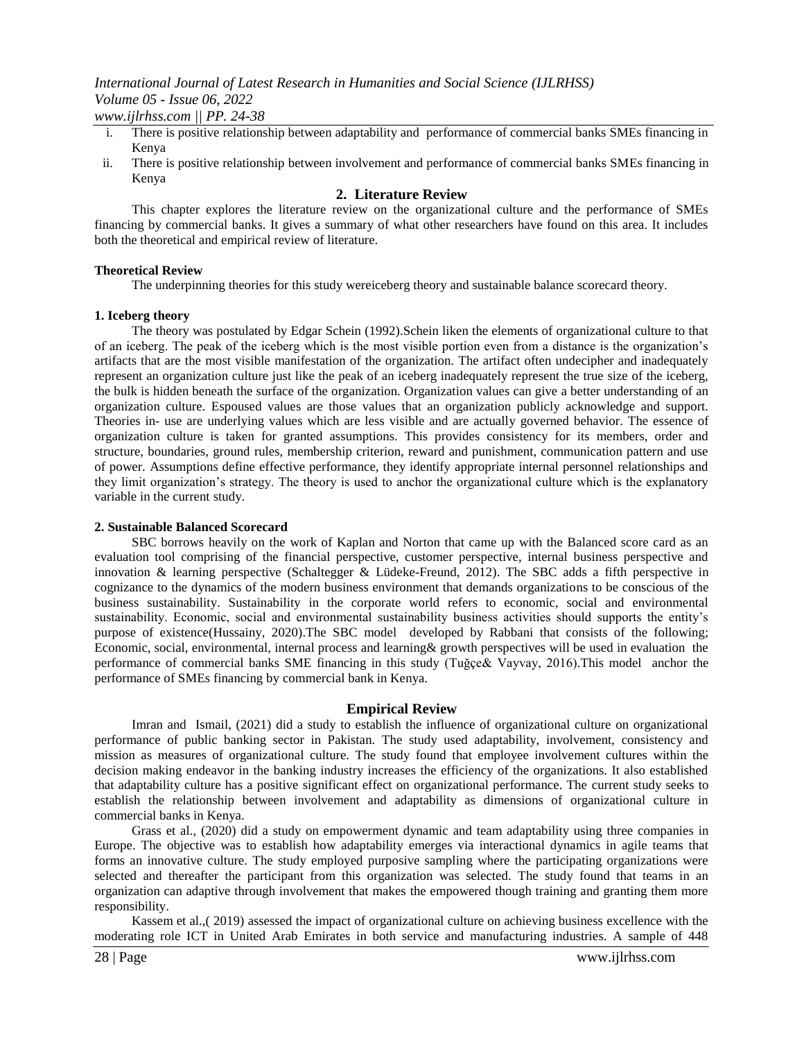i. There is positive relationship between adaptability and performance of commercial banks SMEs financing in Kenya
ii. There is positive relationship between involvement and performance of commercial banks SMEs financing in Kenya

## 2. Literature Review

This chapter explores the literature review on the organizational culture and the performance of SMEs financing by commercial banks. It gives a summary of what other researchers have found on this area. It includes both the theoretical and empirical review of literature.

### Theoretical Review

The underpinning theories for this study wereiceberg theory and sustainable balance scorecard theory.

#### 1. Iceberg theory

The theory was postulated by Edgar Schein (1992).Schein liken the elements of organizational culture to that of an iceberg. The peak of the iceberg which is the most visible portion even from a distance is the organization's artifacts that are the most visible manifestation of the organization. The artifact often undecipher and inadequately represent an organization culture just like the peak of an iceberg inadequately represent the true size of the iceberg, the bulk is hidden beneath the surface of the organization. Organization values can give a better understanding of an organization culture. Espoused values are those values that an organization publicly acknowledge and support. Theories in- use are underlying values which are less visible and are actually governed behavior. The essence of organization culture is taken for granted assumptions. This provides consistency for its members, order and structure, boundaries, ground rules, membership criterion, reward and punishment, communication pattern and use of power. Assumptions define effective performance, they identify appropriate internal personnel relationships and they limit organization's strategy. The theory is used to anchor the organizational culture which is the explanatory variable in the current study.

#### 2. Sustainable Balanced Scorecard

SBC borrows heavily on the work of Kaplan and Norton that came up with the Balanced score card as an evaluation tool comprising of the financial perspective, customer perspective, internal business perspective and innovation & learning perspective (Schaltegger & Lüdeke-Freund, 2012). The SBC adds a fifth perspective in cognizance to the dynamics of the modern business environment that demands organizations to be conscious of the business sustainability. Sustainability in the corporate world refers to economic, social and environmental sustainability. Economic, social and environmental sustainability business activities should supports the entity's purpose of existence(Hussainy, 2020).The SBC model developed by Rabbani that consists of the following; Economic, social, environmental, internal process and learning& growth perspectives will be used in evaluation the performance of commercial banks SME financing in this study (Tuğçe& Vayvay, 2016).This model anchor the performance of SMEs financing by commercial bank in Kenya.

### Empirical Review

Imran and Ismail, (2021) did a study to establish the influence of organizational culture on organizational performance of public banking sector in Pakistan. The study used adaptability, involvement, consistency and mission as measures of organizational culture. The study found that employee involvement cultures within the decision making endeavor in the banking industry increases the efficiency of the organizations. It also established that adaptability culture has a positive significant effect on organizational performance. The current study seeks to establish the relationship between involvement and adaptability as dimensions of organizational culture in commercial banks in Kenya.

Grass et al., (2020) did a study on empowerment dynamic and team adaptability using three companies in Europe. The objective was to establish how adaptability emerges via interactional dynamics in agile teams that forms an innovative culture. The study employed purposive sampling where the participating organizations were selected and thereafter the participant from this organization was selected. The study found that teams in an organization can adaptive through involvement that makes the empowered though training and granting them more responsibility.

Kassem et al.,( 2019) assessed the impact of organizational culture on achieving business excellence with the moderating role ICT in United Arab Emirates in both service and manufacturing industries. A sample of 448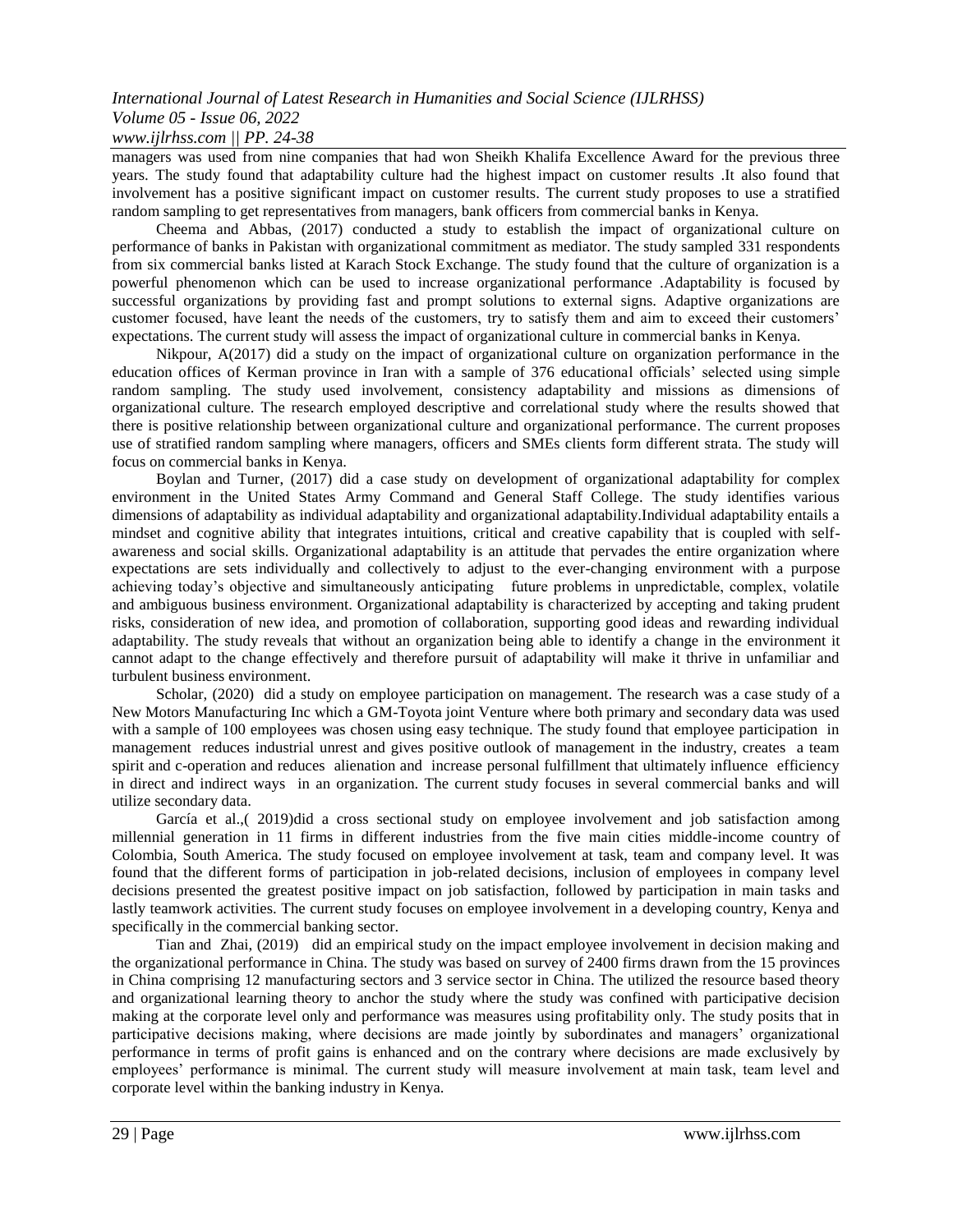managers was used from nine companies that had won Sheikh Khalifa Excellence Award for the previous three years. The study found that adaptability culture had the highest impact on customer results .It also found that involvement has a positive significant impact on customer results. The current study proposes to use a stratified random sampling to get representatives from managers, bank officers from commercial banks in Kenya.

Cheema and Abbas, (2017) conducted a study to establish the impact of organizational culture on performance of banks in Pakistan with organizational commitment as mediator. The study sampled 331 respondents from six commercial banks listed at Karach Stock Exchange. The study found that the culture of organization is a powerful phenomenon which can be used to increase organizational performance .Adaptability is focused by successful organizations by providing fast and prompt solutions to external signs. Adaptive organizations are customer focused, have leant the needs of the customers, try to satisfy them and aim to exceed their customers' expectations. The current study will assess the impact of organizational culture in commercial banks in Kenya.

Nikpour, A(2017) did a study on the impact of organizational culture on organization performance in the education offices of Kerman province in Iran with a sample of 376 educational officials' selected using simple random sampling. The study used involvement, consistency adaptability and missions as dimensions of organizational culture. The research employed descriptive and correlational study where the results showed that there is positive relationship between organizational culture and organizational performance. The current proposes use of stratified random sampling where managers, officers and SMEs clients form different strata. The study will focus on commercial banks in Kenya.

Boylan and Turner, (2017) did a case study on development of organizational adaptability for complex environment in the United States Army Command and General Staff College. The study identifies various dimensions of adaptability as individual adaptability and organizational adaptability.Individual adaptability entails a mindset and cognitive ability that integrates intuitions, critical and creative capability that is coupled with self-awareness and social skills. Organizational adaptability is an attitude that pervades the entire organization where expectations are sets individually and collectively to adjust to the ever-changing environment with a purpose achieving today's objective and simultaneously anticipating future problems in unpredictable, complex, volatile and ambiguous business environment. Organizational adaptability is characterized by accepting and taking prudent risks, consideration of new idea, and promotion of collaboration, supporting good ideas and rewarding individual adaptability. The study reveals that without an organization being able to identify a change in the environment it cannot adapt to the change effectively and therefore pursuit of adaptability will make it thrive in unfamiliar and turbulent business environment.

Scholar, (2020) did a study on employee participation on management. The research was a case study of a New Motors Manufacturing Inc which a GM-Toyota joint Venture where both primary and secondary data was used with a sample of 100 employees was chosen using easy technique. The study found that employee participation in management reduces industrial unrest and gives positive outlook of management in the industry, creates a team spirit and c-operation and reduces alienation and increase personal fulfillment that ultimately influence efficiency in direct and indirect ways in an organization. The current study focuses in several commercial banks and will utilize secondary data.

García et al.,( 2019)did a cross sectional study on employee involvement and job satisfaction among millennial generation in 11 firms in different industries from the five main cities middle-income country of Colombia, South America. The study focused on employee involvement at task, team and company level. It was found that the different forms of participation in job-related decisions, inclusion of employees in company level decisions presented the greatest positive impact on job satisfaction, followed by participation in main tasks and lastly teamwork activities. The current study focuses on employee involvement in a developing country, Kenya and specifically in the commercial banking sector.

Tian and Zhai, (2019) did an empirical study on the impact employee involvement in decision making and the organizational performance in China. The study was based on survey of 2400 firms drawn from the 15 provinces in China comprising 12 manufacturing sectors and 3 service sector in China. The utilized the resource based theory and organizational learning theory to anchor the study where the study was confined with participative decision making at the corporate level only and performance was measures using profitability only. The study posits that in participative decisions making, where decisions are made jointly by subordinates and managers' organizational performance in terms of profit gains is enhanced and on the contrary where decisions are made exclusively by employees' performance is minimal. The current study will measure involvement at main task, team level and corporate level within the banking industry in Kenya.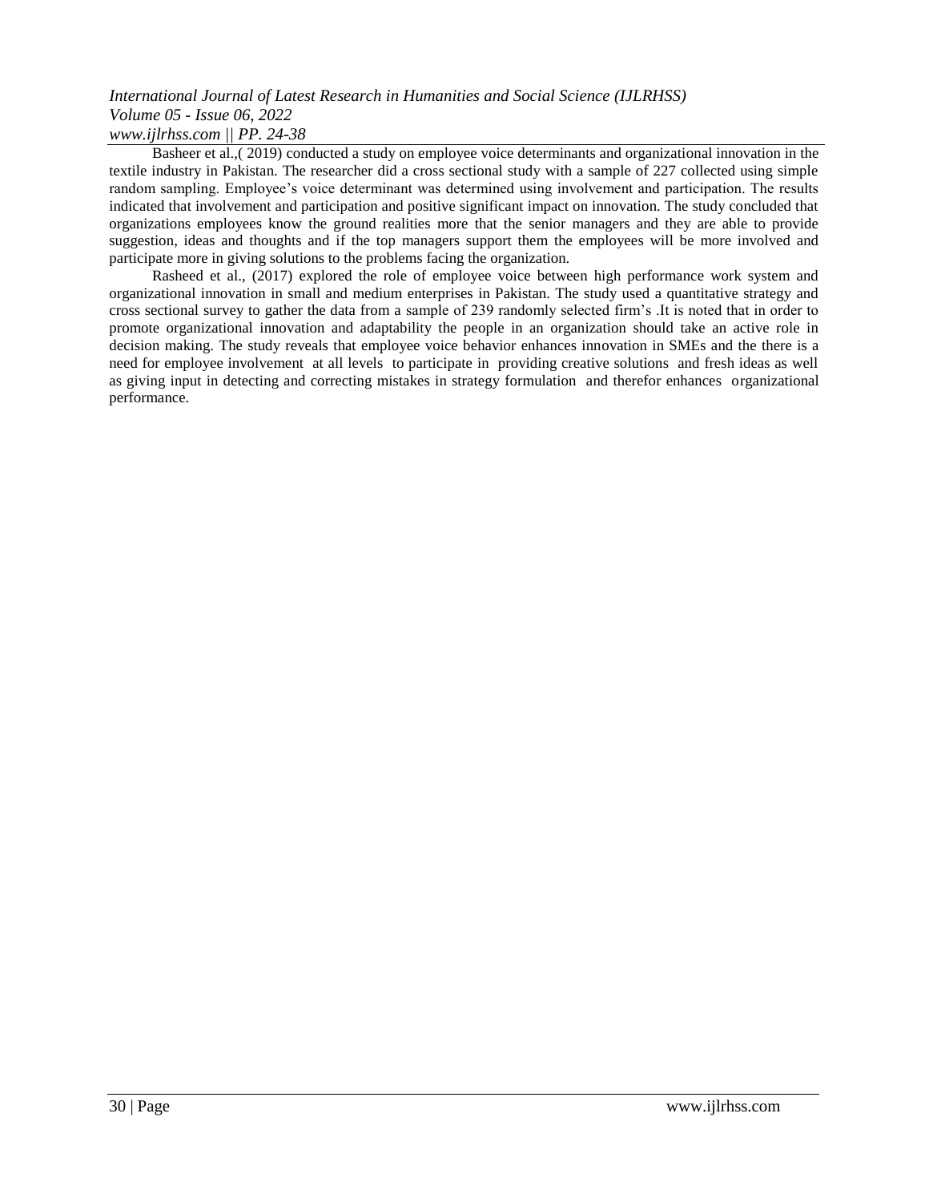Basheer et al.,( 2019) conducted a study on employee voice determinants and organizational innovation in the textile industry in Pakistan. The researcher did a cross sectional study with a sample of 227 collected using simple random sampling. Employee's voice determinant was determined using involvement and participation. The results indicated that involvement and participation and positive significant impact on innovation. The study concluded that organizations employees know the ground realities more that the senior managers and they are able to provide suggestion, ideas and thoughts and if the top managers support them the employees will be more involved and participate more in giving solutions to the problems facing the organization.

Rasheed et al., (2017) explored the role of employee voice between high performance work system and organizational innovation in small and medium enterprises in Pakistan. The study used a quantitative strategy and cross sectional survey to gather the data from a sample of 239 randomly selected firm's .It is noted that in order to promote organizational innovation and adaptability the people in an organization should take an active role in decision making. The study reveals that employee voice behavior enhances innovation in SMEs and the there is a need for employee involvement at all levels to participate in providing creative solutions and fresh ideas as well as giving input in detecting and correcting mistakes in strategy formulation and therefor enhances organizational performance.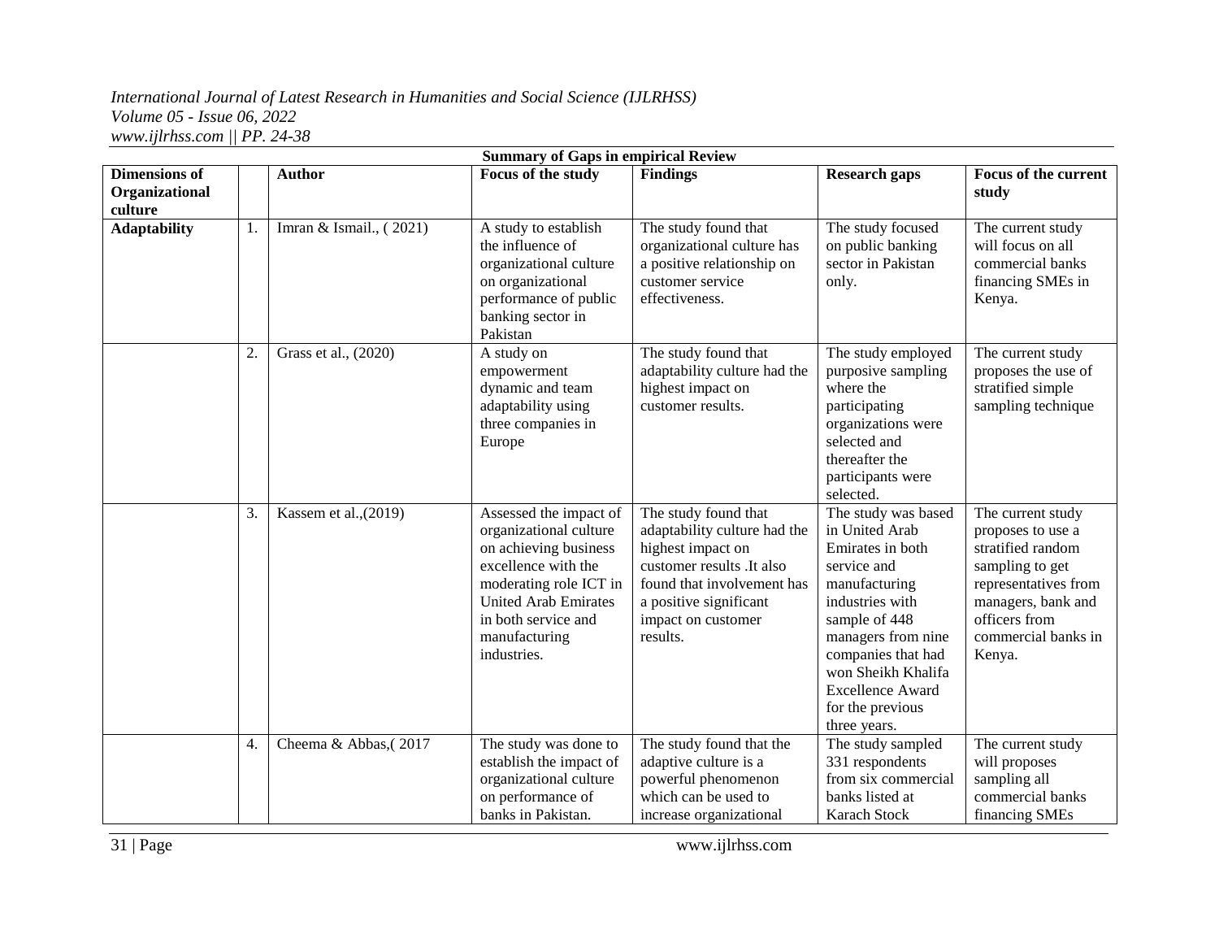**Summary of Gaps in empirical Review**

| Dimensions of Organizational culture | | Author | Focus of the study | Findings | Research gaps | Focus of the current study |
|---|---|---|---|---|---|---|
| **Adaptability** | 1. | Imran & Ismail., ( 2021) | A study to establish the influence of organizational culture on organizational performance of public banking sector in Pakistan | The study found that organizational culture has a positive relationship on customer service effectiveness. | The study focused on public banking sector in Pakistan only. | The current study will focus on all commercial banks financing SMEs in Kenya. |
| | 2. | Grass et al., (2020) | A study on empowerment dynamic and team adaptability using three companies in Europe | The study found that adaptability culture had the highest impact on customer results. | The study employed purposive sampling where the participating organizations were selected and thereafter the participants were selected. | The current study proposes the use of stratified simple sampling technique |
| | 3. | Kassem et al.,(2019) | Assessed the impact of organizational culture on achieving business excellence with the moderating role ICT in United Arab Emirates in both service and manufacturing industries. | The study found that adaptability culture had the highest impact on customer results .It also found that involvement has a positive significant impact on customer results. | The study was based in United Arab Emirates in both service and manufacturing industries with sample of 448 managers from nine companies that had won Sheikh Khalifa Excellence Award for the previous three years. | The current study proposes to use a stratified random sampling to get representatives from managers, bank and officers from commercial banks in Kenya. |
| | 4. | Cheema & Abbas,( 2017 | The study was done to establish the impact of organizational culture on performance of banks in Pakistan. | The study found that the adaptive culture is a powerful phenomenon which can be used to increase organizational | The study sampled 331 respondents from six commercial banks listed at Karach Stock | The current study will proposes sampling all commercial banks financing SMEs |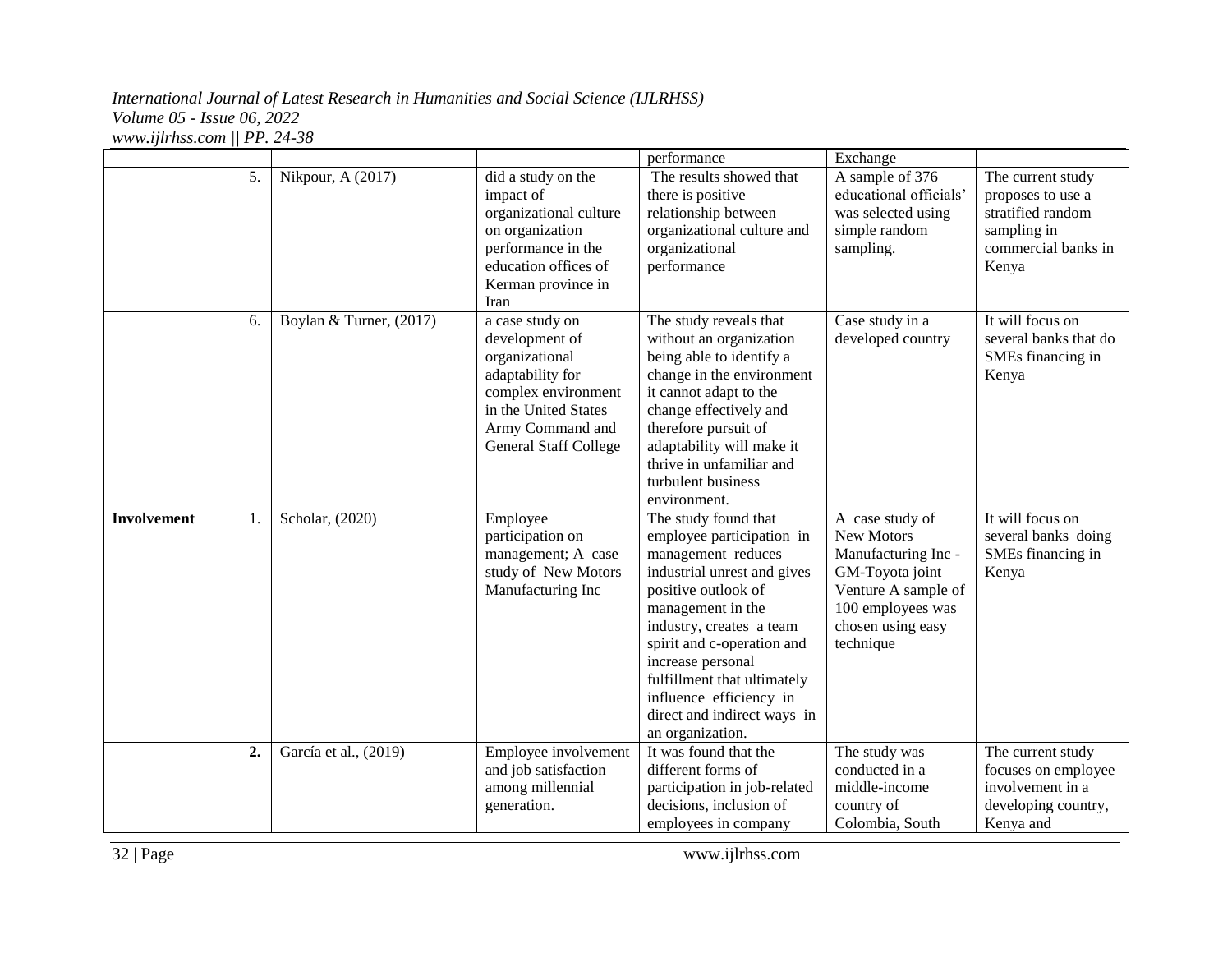| | | | | performance | Exchange | |
|---|---|---|---|---|---|---|
| | 5. | Nikpour, A (2017) | did a study on the impact of organizational culture on organization performance in the education offices of Kerman province in Iran | The results showed that there is positive relationship between organizational culture and organizational performance | A sample of 376 educational officials' was selected using simple random sampling. | The current study proposes to use a stratified random sampling in commercial banks in Kenya |
| | 6. | Boylan & Turner, (2017) | a case study on development of organizational adaptability for complex environment in the United States Army Command and General Staff College | The study reveals that without an organization being able to identify a change in the environment it cannot adapt to the change effectively and therefore pursuit of adaptability will make it thrive in unfamiliar and turbulent business environment. | Case study in a developed country | It will focus on several banks that do SMEs financing in Kenya |
| **Involvement** | 1. | Scholar, (2020) | Employee participation on management; A case study of New Motors Manufacturing Inc | The study found that employee participation in management reduces industrial unrest and gives positive outlook of management in the industry, creates a team spirit and c-operation and increase personal fulfillment that ultimately influence efficiency in direct and indirect ways in an organization. | A case study of New Motors Manufacturing Inc - GM-Toyota joint Venture A sample of 100 employees was chosen using easy technique | It will focus on several banks doing SMEs financing in Kenya |
| | **2.** | García et al., (2019) | Employee involvement and job satisfaction among millennial generation. | It was found that the different forms of participation in job-related decisions, inclusion of employees in company | The study was conducted in a middle-income country of Colombia, South | The current study focuses on employee involvement in a developing country, Kenya and |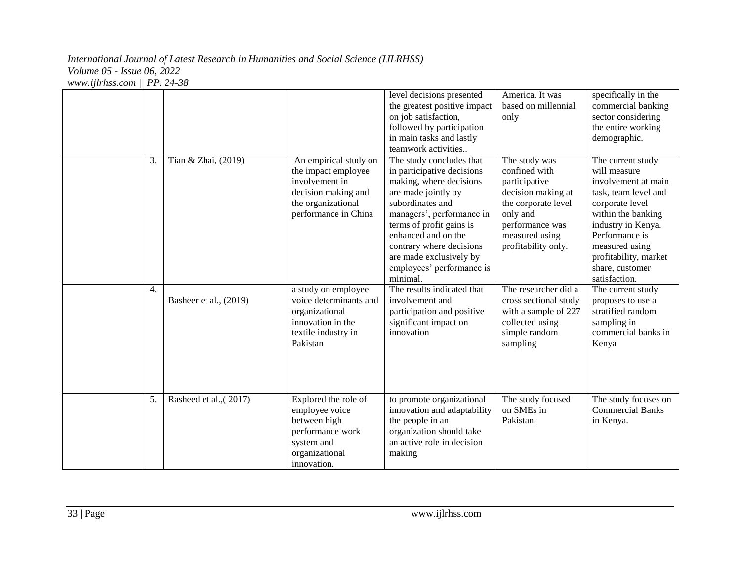| | | | | | | |
|---|---|---|---|---|---|---|
| | | | | level decisions presented the greatest positive impact on job satisfaction, followed by participation in main tasks and lastly teamwork activities.. | America. It was based on millennial only | specifically in the commercial banking sector considering the entire working demographic. |
| | 3. | Tian & Zhai, (2019) | An empirical study on the impact employee involvement in decision making and the organizational performance in China | The study concludes that in participative decisions making, where decisions are made jointly by subordinates and managers', performance in terms of profit gains is enhanced and on the contrary where decisions are made exclusively by employees' performance is minimal. | The study was confined with participative decision making at the corporate level only and performance was measured using profitability only. | The current study will measure involvement at main task, team level and corporate level within the banking industry in Kenya. Performance is measured using profitability, market share, customer satisfaction. |
| | 4. | Basheer et al., (2019) | a study on employee voice determinants and organizational innovation in the textile industry in Pakistan | The results indicated that involvement and participation and positive significant impact on innovation | The researcher did a cross sectional study with a sample of 227 collected using simple random sampling | The current study proposes to use a stratified random sampling in commercial banks in Kenya |
| | 5. | Rasheed et al.,( 2017) | Explored the role of employee voice between high performance work system and organizational innovation. | to promote organizational innovation and adaptability the people in an organization should take an active role in decision making | The study focused on SMEs in Pakistan. | The study focuses on Commercial Banks in Kenya. |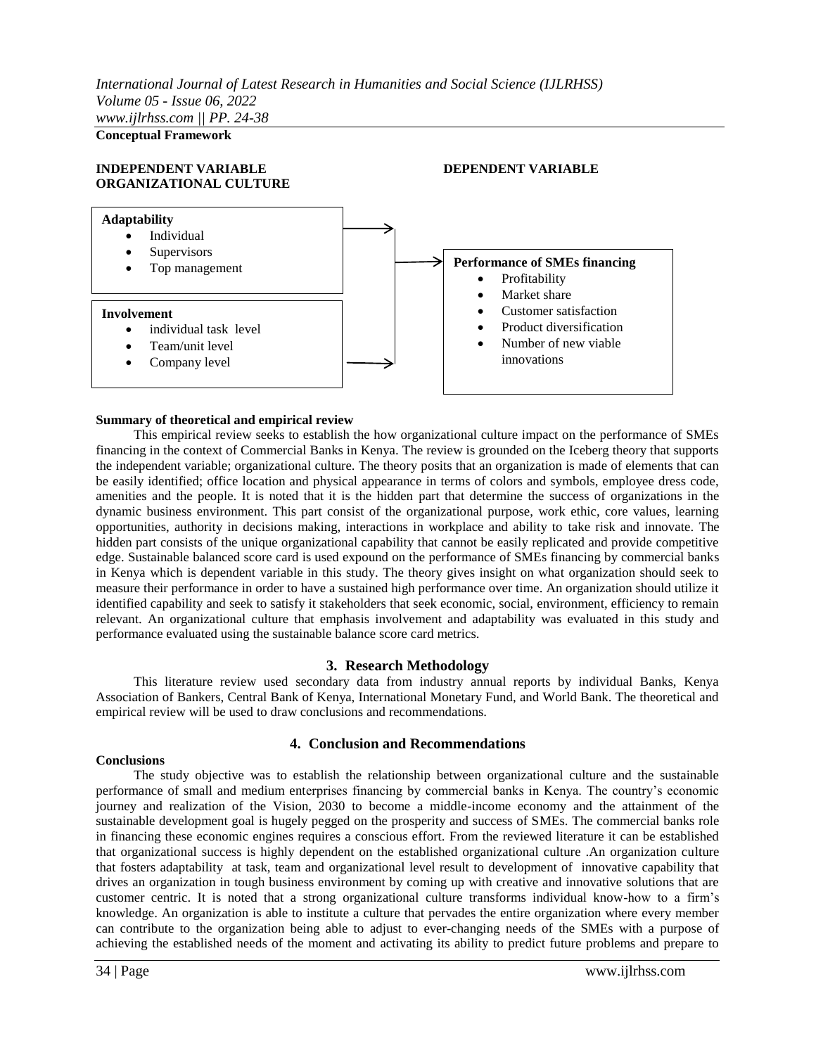**Conceptual Framework**

**INDEPENDENT VARIABLE**
**ORGANIZATIONAL CULTURE**

**DEPENDENT VARIABLE**

**Adaptability**
- Individual
- Supervisors
- Top management

**Involvement**
- individual task level
- Team/unit level
- Company level

**Performance of SMEs financing**
- Profitability
- Market share
- Customer satisfaction
- Product diversification
- Number of new viable innovations

**Summary of theoretical and empirical review**

This empirical review seeks to establish the how organizational culture impact on the performance of SMEs financing in the context of Commercial Banks in Kenya. The review is grounded on the Iceberg theory that supports the independent variable; organizational culture. The theory posits that an organization is made of elements that can be easily identified; office location and physical appearance in terms of colors and symbols, employee dress code, amenities and the people. It is noted that it is the hidden part that determine the success of organizations in the dynamic business environment. This part consist of the organizational purpose, work ethic, core values, learning opportunities, authority in decisions making, interactions in workplace and ability to take risk and innovate. The hidden part consists of the unique organizational capability that cannot be easily replicated and provide competitive edge. Sustainable balanced score card is used expound on the performance of SMEs financing by commercial banks in Kenya which is dependent variable in this study. The theory gives insight on what organization should seek to measure their performance in order to have a sustained high performance over time. An organization should utilize it identified capability and seek to satisfy it stakeholders that seek economic, social, environment, efficiency to remain relevant. An organizational culture that emphasis involvement and adaptability was evaluated in this study and performance evaluated using the sustainable balance score card metrics.

## 3. Research Methodology

This literature review used secondary data from industry annual reports by individual Banks, Kenya Association of Bankers, Central Bank of Kenya, International Monetary Fund, and World Bank. The theoretical and empirical review will be used to draw conclusions and recommendations.

## 4. Conclusion and Recommendations

**Conclusions**

The study objective was to establish the relationship between organizational culture and the sustainable performance of small and medium enterprises financing by commercial banks in Kenya. The country's economic journey and realization of the Vision, 2030 to become a middle-income economy and the attainment of the sustainable development goal is hugely pegged on the prosperity and success of SMEs. The commercial banks role in financing these economic engines requires a conscious effort. From the reviewed literature it can be established that organizational success is highly dependent on the established organizational culture .An organization culture that fosters adaptability at task, team and organizational level result to development of innovative capability that drives an organization in tough business environment by coming up with creative and innovative solutions that are customer centric. It is noted that a strong organizational culture transforms individual know-how to a firm's knowledge. An organization is able to institute a culture that pervades the entire organization where every member can contribute to the organization being able to adjust to ever-changing needs of the SMEs with a purpose of achieving the established needs of the moment and activating its ability to predict future problems and prepare to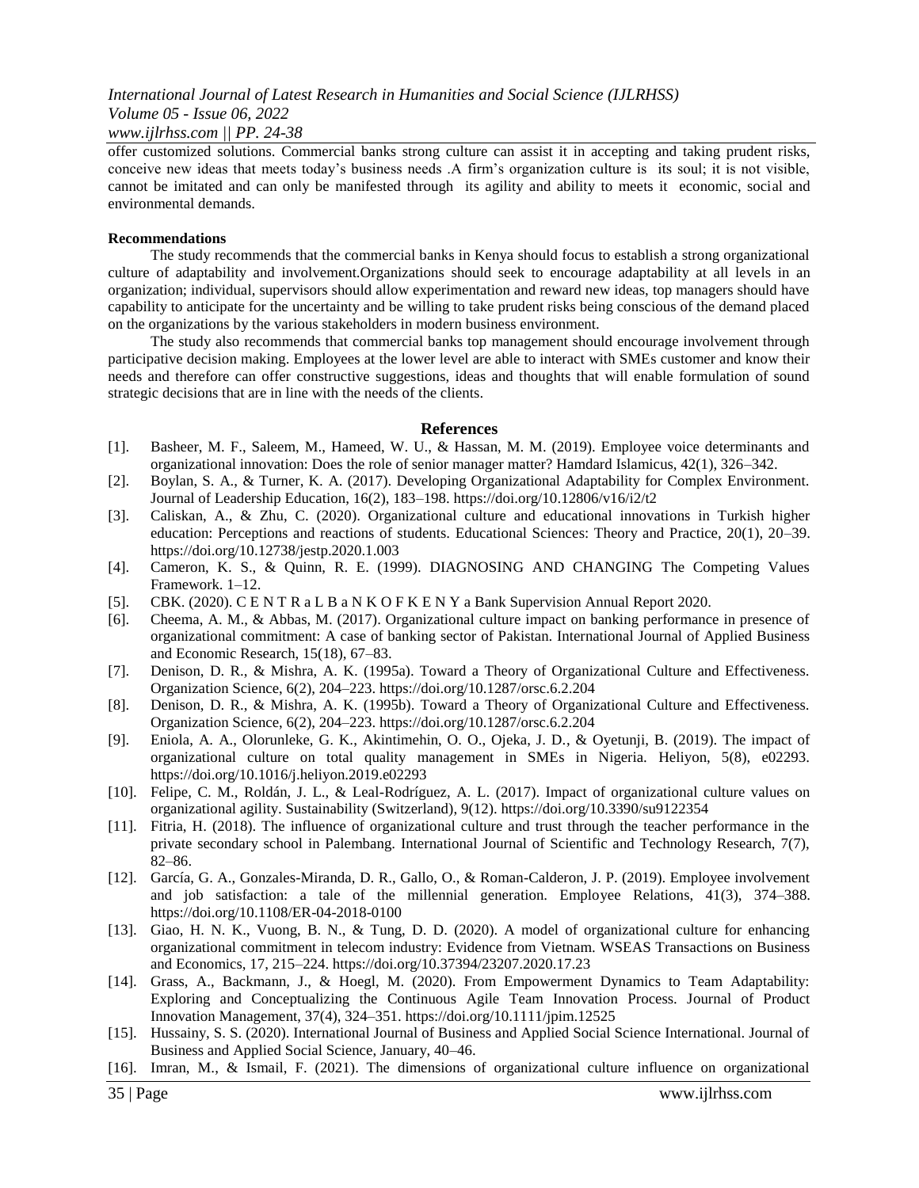offer customized solutions. Commercial banks strong culture can assist it in accepting and taking prudent risks, conceive new ideas that meets today's business needs .A firm's organization culture is its soul; it is not visible, cannot be imitated and can only be manifested through its agility and ability to meets it economic, social and environmental demands.

**Recommendations**

The study recommends that the commercial banks in Kenya should focus to establish a strong organizational culture of adaptability and involvement.Organizations should seek to encourage adaptability at all levels in an organization; individual, supervisors should allow experimentation and reward new ideas, top managers should have capability to anticipate for the uncertainty and be willing to take prudent risks being conscious of the demand placed on the organizations by the various stakeholders in modern business environment.

The study also recommends that commercial banks top management should encourage involvement through participative decision making. Employees at the lower level are able to interact with SMEs customer and know their needs and therefore can offer constructive suggestions, ideas and thoughts that will enable formulation of sound strategic decisions that are in line with the needs of the clients.

## References

[1]. Basheer, M. F., Saleem, M., Hameed, W. U., & Hassan, M. M. (2019). Employee voice determinants and organizational innovation: Does the role of senior manager matter? Hamdard Islamicus, 42(1), 326–342.

[2]. Boylan, S. A., & Turner, K. A. (2017). Developing Organizational Adaptability for Complex Environment. Journal of Leadership Education, 16(2), 183–198. https://doi.org/10.12806/v16/i2/t2

[3]. Caliskan, A., & Zhu, C. (2020). Organizational culture and educational innovations in Turkish higher education: Perceptions and reactions of students. Educational Sciences: Theory and Practice, 20(1), 20–39. https://doi.org/10.12738/jestp.2020.1.003

[4]. Cameron, K. S., & Quinn, R. E. (1999). DIAGNOSING AND CHANGING The Competing Values Framework. 1–12.

[5]. CBK. (2020). C E N T R a L B a N K O F K E N Y a Bank Supervision Annual Report 2020.

[6]. Cheema, A. M., & Abbas, M. (2017). Organizational culture impact on banking performance in presence of organizational commitment: A case of banking sector of Pakistan. International Journal of Applied Business and Economic Research, 15(18), 67–83.

[7]. Denison, D. R., & Mishra, A. K. (1995a). Toward a Theory of Organizational Culture and Effectiveness. Organization Science, 6(2), 204–223. https://doi.org/10.1287/orsc.6.2.204

[8]. Denison, D. R., & Mishra, A. K. (1995b). Toward a Theory of Organizational Culture and Effectiveness. Organization Science, 6(2), 204–223. https://doi.org/10.1287/orsc.6.2.204

[9]. Eniola, A. A., Olorunleke, G. K., Akintimehin, O. O., Ojeka, J. D., & Oyetunji, B. (2019). The impact of organizational culture on total quality management in SMEs in Nigeria. Heliyon, 5(8), e02293. https://doi.org/10.1016/j.heliyon.2019.e02293

[10]. Felipe, C. M., Roldán, J. L., & Leal-Rodríguez, A. L. (2017). Impact of organizational culture values on organizational agility. Sustainability (Switzerland), 9(12). https://doi.org/10.3390/su9122354

[11]. Fitria, H. (2018). The influence of organizational culture and trust through the teacher performance in the private secondary school in Palembang. International Journal of Scientific and Technology Research, 7(7), 82–86.

[12]. García, G. A., Gonzales-Miranda, D. R., Gallo, O., & Roman-Calderon, J. P. (2019). Employee involvement and job satisfaction: a tale of the millennial generation. Employee Relations, 41(3), 374–388. https://doi.org/10.1108/ER-04-2018-0100

[13]. Giao, H. N. K., Vuong, B. N., & Tung, D. D. (2020). A model of organizational culture for enhancing organizational commitment in telecom industry: Evidence from Vietnam. WSEAS Transactions on Business and Economics, 17, 215–224. https://doi.org/10.37394/23207.2020.17.23

[14]. Grass, A., Backmann, J., & Hoegl, M. (2020). From Empowerment Dynamics to Team Adaptability: Exploring and Conceptualizing the Continuous Agile Team Innovation Process. Journal of Product Innovation Management, 37(4), 324–351. https://doi.org/10.1111/jpim.12525

[15]. Hussainy, S. S. (2020). International Journal of Business and Applied Social Science International. Journal of Business and Applied Social Science, January, 40–46.

[16]. Imran, M., & Ismail, F. (2021). The dimensions of organizational culture influence on organizational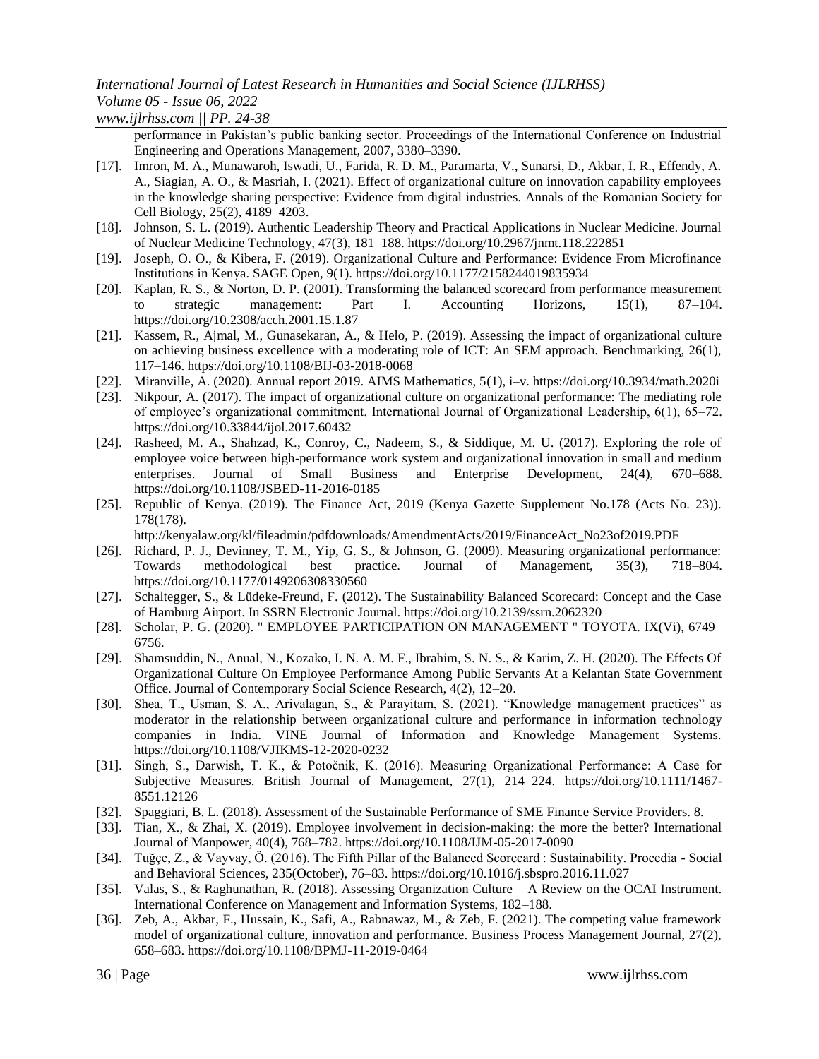performance in Pakistan's public banking sector. Proceedings of the International Conference on Industrial Engineering and Operations Management, 2007, 3380–3390.

[17]. Imron, M. A., Munawaroh, Iswadi, U., Farida, R. D. M., Paramarta, V., Sunarsi, D., Akbar, I. R., Effendy, A. A., Siagian, A. O., & Masriah, I. (2021). Effect of organizational culture on innovation capability employees in the knowledge sharing perspective: Evidence from digital industries. Annals of the Romanian Society for Cell Biology, 25(2), 4189–4203.

[18]. Johnson, S. L. (2019). Authentic Leadership Theory and Practical Applications in Nuclear Medicine. Journal of Nuclear Medicine Technology, 47(3), 181–188. https://doi.org/10.2967/jnmt.118.222851

[19]. Joseph, O. O., & Kibera, F. (2019). Organizational Culture and Performance: Evidence From Microfinance Institutions in Kenya. SAGE Open, 9(1). https://doi.org/10.1177/2158244019835934

[20]. Kaplan, R. S., & Norton, D. P. (2001). Transforming the balanced scorecard from performance measurement to strategic management: Part I. Accounting Horizons, 15(1), 87–104. https://doi.org/10.2308/acch.2001.15.1.87

[21]. Kassem, R., Ajmal, M., Gunasekaran, A., & Helo, P. (2019). Assessing the impact of organizational culture on achieving business excellence with a moderating role of ICT: An SEM approach. Benchmarking, 26(1), 117–146. https://doi.org/10.1108/BIJ-03-2018-0068

[22]. Miranville, A. (2020). Annual report 2019. AIMS Mathematics, 5(1), i–v. https://doi.org/10.3934/math.2020i

[23]. Nikpour, A. (2017). The impact of organizational culture on organizational performance: The mediating role of employee's organizational commitment. International Journal of Organizational Leadership, 6(1), 65–72. https://doi.org/10.33844/ijol.2017.60432

[24]. Rasheed, M. A., Shahzad, K., Conroy, C., Nadeem, S., & Siddique, M. U. (2017). Exploring the role of employee voice between high-performance work system and organizational innovation in small and medium enterprises. Journal of Small Business and Enterprise Development, 24(4), 670–688. https://doi.org/10.1108/JSBED-11-2016-0185

[25]. Republic of Kenya. (2019). The Finance Act, 2019 (Kenya Gazette Supplement No.178 (Acts No. 23)). 178(178). http://kenyalaw.org/kl/fileadmin/pdfdownloads/AmendmentActs/2019/FinanceAct_No23of2019.PDF

[26]. Richard, P. J., Devinney, T. M., Yip, G. S., & Johnson, G. (2009). Measuring organizational performance: Towards methodological best practice. Journal of Management, 35(3), 718–804. https://doi.org/10.1177/0149206308330560

[27]. Schaltegger, S., & Lüdeke-Freund, F. (2012). The Sustainability Balanced Scorecard: Concept and the Case of Hamburg Airport. In SSRN Electronic Journal. https://doi.org/10.2139/ssrn.2062320

[28]. Scholar, P. G. (2020). " EMPLOYEE PARTICIPATION ON MANAGEMENT " TOYOTA. IX(Vi), 6749–6756.

[29]. Shamsuddin, N., Anual, N., Kozako, I. N. A. M. F., Ibrahim, S. N. S., & Karim, Z. H. (2020). The Effects Of Organizational Culture On Employee Performance Among Public Servants At a Kelantan State Government Office. Journal of Contemporary Social Science Research, 4(2), 12–20.

[30]. Shea, T., Usman, S. A., Arivalagan, S., & Parayitam, S. (2021). "Knowledge management practices" as moderator in the relationship between organizational culture and performance in information technology companies in India. VINE Journal of Information and Knowledge Management Systems. https://doi.org/10.1108/VJIKMS-12-2020-0232

[31]. Singh, S., Darwish, T. K., & Potočnik, K. (2016). Measuring Organizational Performance: A Case for Subjective Measures. British Journal of Management, 27(1), 214–224. https://doi.org/10.1111/1467-8551.12126

[32]. Spaggiari, B. L. (2018). Assessment of the Sustainable Performance of SME Finance Service Providers. 8.

[33]. Tian, X., & Zhai, X. (2019). Employee involvement in decision-making: the more the better? International Journal of Manpower, 40(4), 768–782. https://doi.org/10.1108/IJM-05-2017-0090

[34]. Tuğçe, Z., & Vayvay, Ö. (2016). The Fifth Pillar of the Balanced Scorecard : Sustainability. Procedia - Social and Behavioral Sciences, 235(October), 76–83. https://doi.org/10.1016/j.sbspro.2016.11.027

[35]. Valas, S., & Raghunathan, R. (2018). Assessing Organization Culture – A Review on the OCAI Instrument. International Conference on Management and Information Systems, 182–188.

[36]. Zeb, A., Akbar, F., Hussain, K., Safi, A., Rabnawaz, M., & Zeb, F. (2021). The competing value framework model of organizational culture, innovation and performance. Business Process Management Journal, 27(2), 658–683. https://doi.org/10.1108/BPMJ-11-2019-0464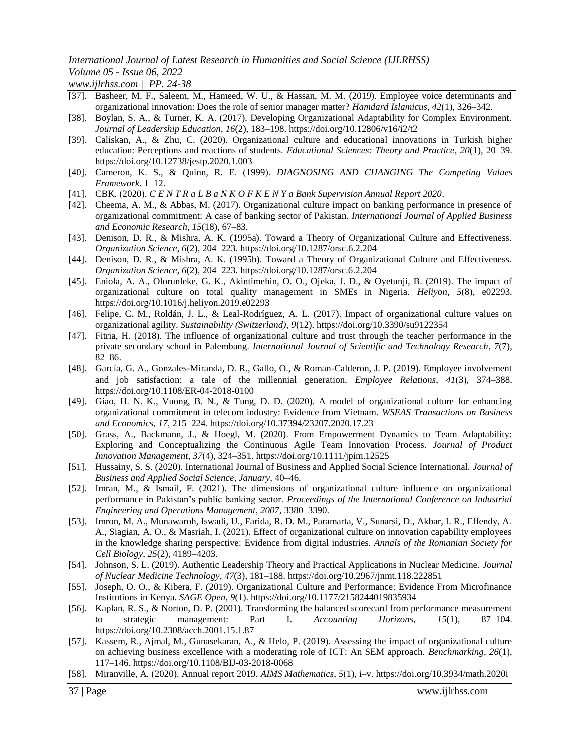[37]. Basheer, M. F., Saleem, M., Hameed, W. U., & Hassan, M. M. (2019). Employee voice determinants and organizational innovation: Does the role of senior manager matter? *Hamdard Islamicus*, *42*(1), 326–342.

[38]. Boylan, S. A., & Turner, K. A. (2017). Developing Organizational Adaptability for Complex Environment. *Journal of Leadership Education*, *16*(2), 183–198. https://doi.org/10.12806/v16/i2/t2

[39]. Caliskan, A., & Zhu, C. (2020). Organizational culture and educational innovations in Turkish higher education: Perceptions and reactions of students. *Educational Sciences: Theory and Practice*, *20*(1), 20–39. https://doi.org/10.12738/jestp.2020.1.003

[40]. Cameron, K. S., & Quinn, R. E. (1999). *DIAGNOSING AND CHANGING The Competing Values Framework*. 1–12.

[41]. CBK. (2020). *C E N T R a L B a N K O F K E N Y a Bank Supervision Annual Report 2020*.

[42]. Cheema, A. M., & Abbas, M. (2017). Organizational culture impact on banking performance in presence of organizational commitment: A case of banking sector of Pakistan. *International Journal of Applied Business and Economic Research*, *15*(18), 67–83.

[43]. Denison, D. R., & Mishra, A. K. (1995a). Toward a Theory of Organizational Culture and Effectiveness. *Organization Science*, *6*(2), 204–223. https://doi.org/10.1287/orsc.6.2.204

[44]. Denison, D. R., & Mishra, A. K. (1995b). Toward a Theory of Organizational Culture and Effectiveness. *Organization Science*, *6*(2), 204–223. https://doi.org/10.1287/orsc.6.2.204

[45]. Eniola, A. A., Olorunleke, G. K., Akintimehin, O. O., Ojeka, J. D., & Oyetunji, B. (2019). The impact of organizational culture on total quality management in SMEs in Nigeria. *Heliyon*, *5*(8), e02293. https://doi.org/10.1016/j.heliyon.2019.e02293

[46]. Felipe, C. M., Roldán, J. L., & Leal-Rodríguez, A. L. (2017). Impact of organizational culture values on organizational agility. *Sustainability (Switzerland)*, *9*(12). https://doi.org/10.3390/su9122354

[47]. Fitria, H. (2018). The influence of organizational culture and trust through the teacher performance in the private secondary school in Palembang. *International Journal of Scientific and Technology Research*, *7*(7), 82–86.

[48]. García, G. A., Gonzales-Miranda, D. R., Gallo, O., & Roman-Calderon, J. P. (2019). Employee involvement and job satisfaction: a tale of the millennial generation. *Employee Relations*, *41*(3), 374–388. https://doi.org/10.1108/ER-04-2018-0100

[49]. Giao, H. N. K., Vuong, B. N., & Tung, D. D. (2020). A model of organizational culture for enhancing organizational commitment in telecom industry: Evidence from Vietnam. *WSEAS Transactions on Business and Economics*, *17*, 215–224. https://doi.org/10.37394/23207.2020.17.23

[50]. Grass, A., Backmann, J., & Hoegl, M. (2020). From Empowerment Dynamics to Team Adaptability: Exploring and Conceptualizing the Continuous Agile Team Innovation Process. *Journal of Product Innovation Management*, *37*(4), 324–351. https://doi.org/10.1111/jpim.12525

[51]. Hussainy, S. S. (2020). International Journal of Business and Applied Social Science International. *Journal of Business and Applied Social Science*, *January*, 40–46.

[52]. Imran, M., & Ismail, F. (2021). The dimensions of organizational culture influence on organizational performance in Pakistan's public banking sector. *Proceedings of the International Conference on Industrial Engineering and Operations Management*, *2007*, 3380–3390.

[53]. Imron, M. A., Munawaroh, Iswadi, U., Farida, R. D. M., Paramarta, V., Sunarsi, D., Akbar, I. R., Effendy, A. A., Siagian, A. O., & Masriah, I. (2021). Effect of organizational culture on innovation capability employees in the knowledge sharing perspective: Evidence from digital industries. *Annals of the Romanian Society for Cell Biology*, *25*(2), 4189–4203.

[54]. Johnson, S. L. (2019). Authentic Leadership Theory and Practical Applications in Nuclear Medicine. *Journal of Nuclear Medicine Technology*, *47*(3), 181–188. https://doi.org/10.2967/jnmt.118.222851

[55]. Joseph, O. O., & Kibera, F. (2019). Organizational Culture and Performance: Evidence From Microfinance Institutions in Kenya. *SAGE Open*, *9*(1). https://doi.org/10.1177/2158244019835934

[56]. Kaplan, R. S., & Norton, D. P. (2001). Transforming the balanced scorecard from performance measurement to strategic management: Part I. *Accounting Horizons*, *15*(1), 87–104. https://doi.org/10.2308/acch.2001.15.1.87

[57]. Kassem, R., Ajmal, M., Gunasekaran, A., & Helo, P. (2019). Assessing the impact of organizational culture on achieving business excellence with a moderating role of ICT: An SEM approach. *Benchmarking*, *26*(1), 117–146. https://doi.org/10.1108/BIJ-03-2018-0068

[58]. Miranville, A. (2020). Annual report 2019. *AIMS Mathematics*, *5*(1), i–v. https://doi.org/10.3934/math.2020i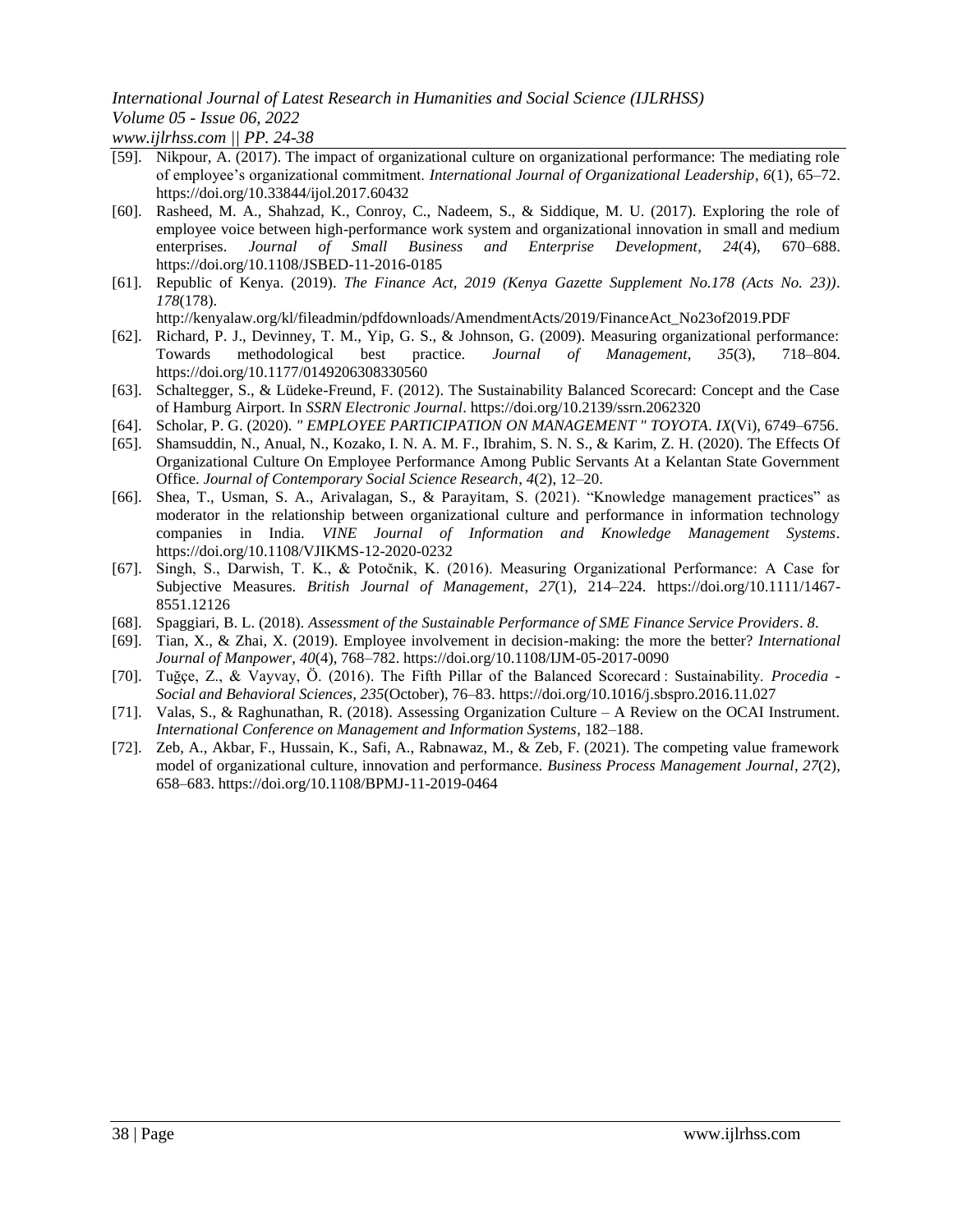[59]. Nikpour, A. (2017). The impact of organizational culture on organizational performance: The mediating role of employee's organizational commitment. *International Journal of Organizational Leadership*, *6*(1), 65–72. https://doi.org/10.33844/ijol.2017.60432

[60]. Rasheed, M. A., Shahzad, K., Conroy, C., Nadeem, S., & Siddique, M. U. (2017). Exploring the role of employee voice between high-performance work system and organizational innovation in small and medium enterprises. *Journal of Small Business and Enterprise Development*, *24*(4), 670–688. https://doi.org/10.1108/JSBED-11-2016-0185

[61]. Republic of Kenya. (2019). *The Finance Act, 2019 (Kenya Gazette Supplement No.178 (Acts No. 23))*. *178*(178). http://kenyalaw.org/kl/fileadmin/pdfdownloads/AmendmentActs/2019/FinanceAct_No23of2019.PDF

[62]. Richard, P. J., Devinney, T. M., Yip, G. S., & Johnson, G. (2009). Measuring organizational performance: Towards methodological best practice. *Journal of Management*, *35*(3), 718–804. https://doi.org/10.1177/0149206308330560

[63]. Schaltegger, S., & Lüdeke-Freund, F. (2012). The Sustainability Balanced Scorecard: Concept and the Case of Hamburg Airport. In *SSRN Electronic Journal*. https://doi.org/10.2139/ssrn.2062320

[64]. Scholar, P. G. (2020). *" EMPLOYEE PARTICIPATION ON MANAGEMENT " TOYOTA*. *IX*(Vi), 6749–6756.

[65]. Shamsuddin, N., Anual, N., Kozako, I. N. A. M. F., Ibrahim, S. N. S., & Karim, Z. H. (2020). The Effects Of Organizational Culture On Employee Performance Among Public Servants At a Kelantan State Government Office. *Journal of Contemporary Social Science Research*, *4*(2), 12–20.

[66]. Shea, T., Usman, S. A., Arivalagan, S., & Parayitam, S. (2021). "Knowledge management practices" as moderator in the relationship between organizational culture and performance in information technology companies in India. *VINE Journal of Information and Knowledge Management Systems*. https://doi.org/10.1108/VJIKMS-12-2020-0232

[67]. Singh, S., Darwish, T. K., & Potočnik, K. (2016). Measuring Organizational Performance: A Case for Subjective Measures. *British Journal of Management*, *27*(1), 214–224. https://doi.org/10.1111/1467-8551.12126

[68]. Spaggiari, B. L. (2018). *Assessment of the Sustainable Performance of SME Finance Service Providers*. *8*.

[69]. Tian, X., & Zhai, X. (2019). Employee involvement in decision-making: the more the better? *International Journal of Manpower*, *40*(4), 768–782. https://doi.org/10.1108/IJM-05-2017-0090

[70]. Tuğçe, Z., & Vayvay, Ö. (2016). The Fifth Pillar of the Balanced Scorecard : Sustainability. *Procedia - Social and Behavioral Sciences*, *235*(October), 76–83. https://doi.org/10.1016/j.sbspro.2016.11.027

[71]. Valas, S., & Raghunathan, R. (2018). Assessing Organization Culture – A Review on the OCAI Instrument. *International Conference on Management and Information Systems*, 182–188.

[72]. Zeb, A., Akbar, F., Hussain, K., Safi, A., Rabnawaz, M., & Zeb, F. (2021). The competing value framework model of organizational culture, innovation and performance. *Business Process Management Journal*, *27*(2), 658–683. https://doi.org/10.1108/BPMJ-11-2019-0464